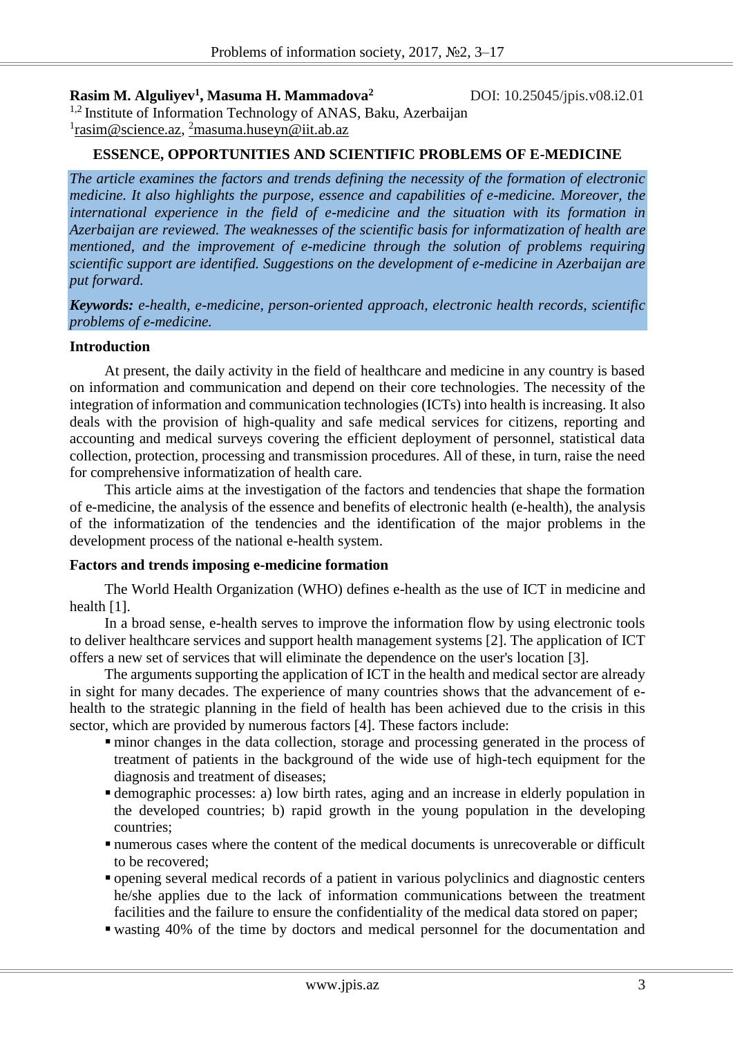**Rasim M. Alguliyev[1], Masuma H. Mammadova[2]** DOI: 10.25045/jpis.v08.i2.01

[1,2] Institute of Information Technology of ANAS, Baku, Azerbaijan

[1]rasim@science.az, [2]masuma.huseyn@iit.ab.az

# ESSENCE, OPPORTUNITIES AND SCIENTIFIC PROBLEMS OF E-MEDICINE

*The article examines the factors and trends defining the necessity of the formation of electronic medicine. It also highlights the purpose, essence and capabilities of e-medicine. Moreover, the international experience in the field of e-medicine and the situation with its formation in Azerbaijan are reviewed. The weaknesses of the scientific basis for informatization of health are mentioned, and the improvement of e-medicine through the solution of problems requiring scientific support are identified. Suggestions on the development of e-medicine in Azerbaijan are put forward.*

***Keywords:*** *e-health, e-medicine, person-oriented approach, electronic health records, scientific problems of e-medicine.*

## Introduction

At present, the daily activity in the field of healthcare and medicine in any country is based on information and communication and depend on their core technologies. The necessity of the integration of information and communication technologies (ICTs) into health is increasing. It also deals with the provision of high-quality and safe medical services for citizens, reporting and accounting and medical surveys covering the efficient deployment of personnel, statistical data collection, protection, processing and transmission procedures. All of these, in turn, raise the need for comprehensive informatization of health care.

This article aims at the investigation of the factors and tendencies that shape the formation of e-medicine, the analysis of the essence and benefits of electronic health (e-health), the analysis of the informatization of the tendencies and the identification of the major problems in the development process of the national e-health system.

## Factors and trends imposing e-medicine formation

The World Health Organization (WHO) defines e-health as the use of ICT in medicine and health [1].

In a broad sense, e-health serves to improve the information flow by using electronic tools to deliver healthcare services and support health management systems [2]. The application of ICT offers a new set of services that will eliminate the dependence on the user's location [3].

The arguments supporting the application of ICT in the health and medical sector are already in sight for many decades. The experience of many countries shows that the advancement of e-health to the strategic planning in the field of health has been achieved due to the crisis in this sector, which are provided by numerous factors [4]. These factors include:

- minor changes in the data collection, storage and processing generated in the process of treatment of patients in the background of the wide use of high-tech equipment for the diagnosis and treatment of diseases;
- demographic processes: a) low birth rates, aging and an increase in elderly population in the developed countries; b) rapid growth in the young population in the developing countries;
- numerous cases where the content of the medical documents is unrecoverable or difficult to be recovered;
- opening several medical records of a patient in various polyclinics and diagnostic centers he/she applies due to the lack of information communications between the treatment facilities and the failure to ensure the confidentiality of the medical data stored on paper;
- wasting 40% of the time by doctors and medical personnel for the documentation and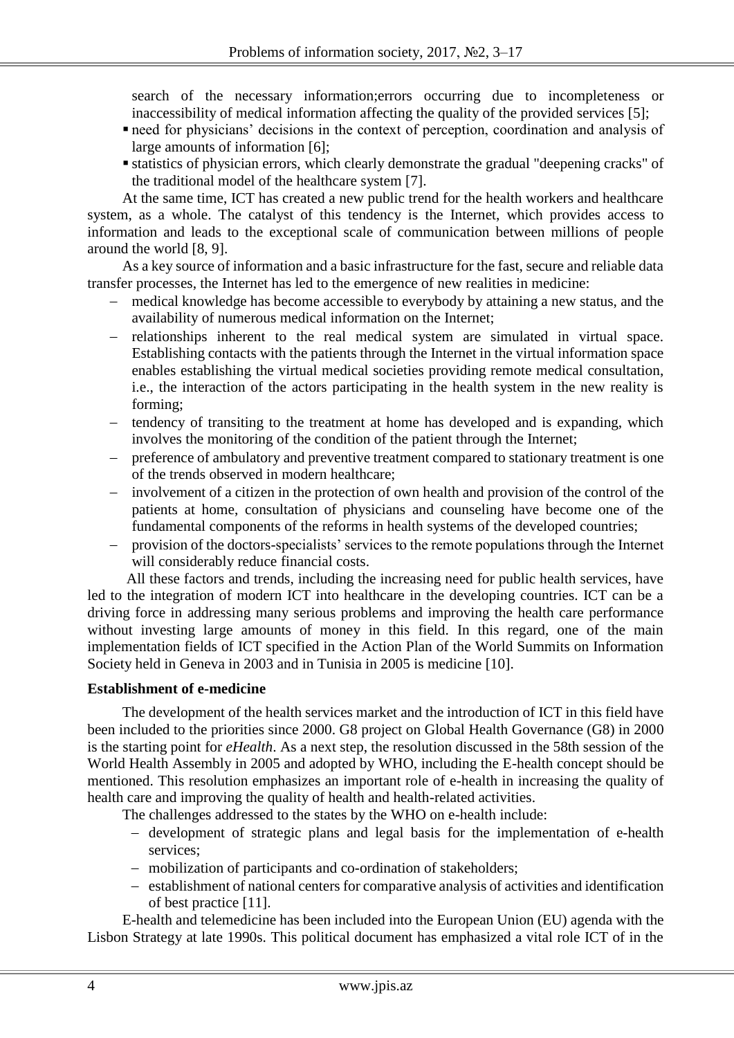search of the necessary information;errors occurring due to incompleteness or inaccessibility of medical information affecting the quality of the provided services [5];

- need for physicians' decisions in the context of perception, coordination and analysis of large amounts of information [6];
- statistics of physician errors, which clearly demonstrate the gradual "deepening cracks" of the traditional model of the healthcare system [7].

At the same time, ICT has created a new public trend for the health workers and healthcare system, as a whole. The catalyst of this tendency is the Internet, which provides access to information and leads to the exceptional scale of communication between millions of people around the world [8, 9].

As a key source of information and a basic infrastructure for the fast, secure and reliable data transfer processes, the Internet has led to the emergence of new realities in medicine:

- medical knowledge has become accessible to everybody by attaining a new status, and the availability of numerous medical information on the Internet;
- relationships inherent to the real medical system are simulated in virtual space. Establishing contacts with the patients through the Internet in the virtual information space enables establishing the virtual medical societies providing remote medical consultation, i.e., the interaction of the actors participating in the health system in the new reality is forming;
- tendency of transiting to the treatment at home has developed and is expanding, which involves the monitoring of the condition of the patient through the Internet;
- preference of ambulatory and preventive treatment compared to stationary treatment is one of the trends observed in modern healthcare;
- involvement of a citizen in the protection of own health and provision of the control of the patients at home, consultation of physicians and counseling have become one of the fundamental components of the reforms in health systems of the developed countries;
- provision of the doctors-specialists' services to the remote populations through the Internet will considerably reduce financial costs.

All these factors and trends, including the increasing need for public health services, have led to the integration of modern ICT into healthcare in the developing countries. ICT can be a driving force in addressing many serious problems and improving the health care performance without investing large amounts of money in this field. In this regard, one of the main implementation fields of ICT specified in the Action Plan of the World Summits on Information Society held in Geneva in 2003 and in Tunisia in 2005 is medicine [10].

**Establishment of e-medicine**

The development of the health services market and the introduction of ICT in this field have been included to the priorities since 2000. G8 project on Global Health Governance (G8) in 2000 is the starting point for *eHealth*. As a next step, the resolution discussed in the 58th session of the World Health Assembly in 2005 and adopted by WHO, including the E-health concept should be mentioned. This resolution emphasizes an important role of e-health in increasing the quality of health care and improving the quality of health and health-related activities.

The challenges addressed to the states by the WHO on e-health include:

- development of strategic plans and legal basis for the implementation of e-health services;
- mobilization of participants and co-ordination of stakeholders;
- establishment of national centers for comparative analysis of activities and identification of best practice [11].

E-health and telemedicine has been included into the European Union (EU) agenda with the Lisbon Strategy at late 1990s. This political document has emphasized a vital role ICT of in the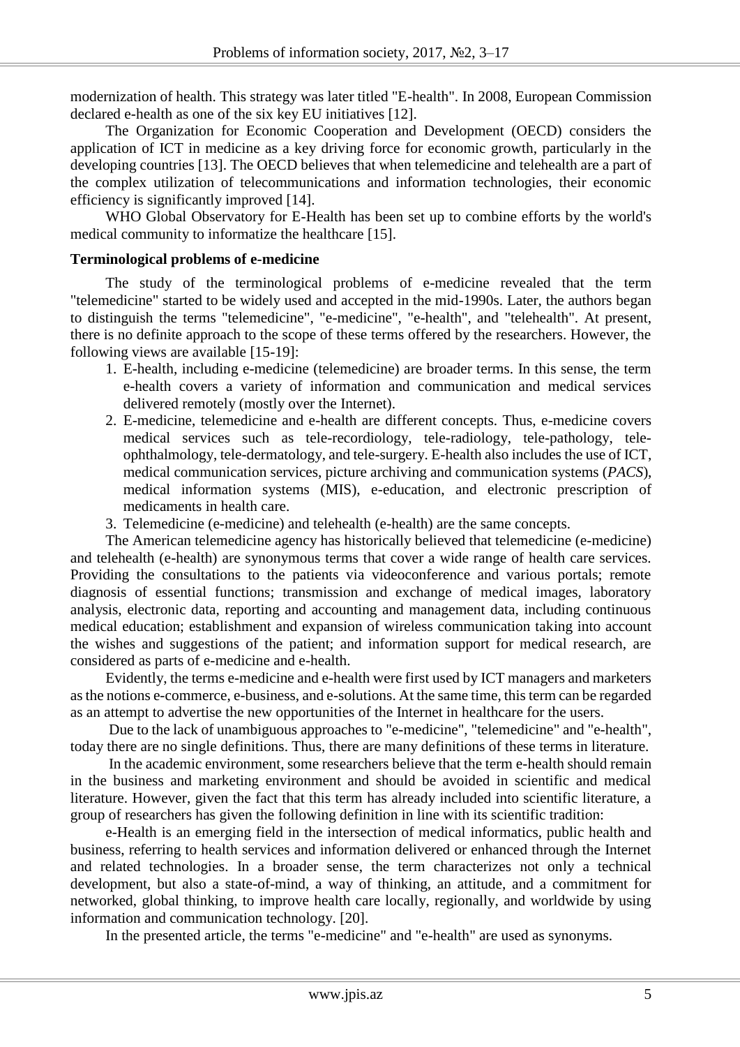modernization of health. This strategy was later titled "E-health". In 2008, European Commission declared e-health as one of the six key EU initiatives [12].

The Organization for Economic Cooperation and Development (OECD) considers the application of ICT in medicine as a key driving force for economic growth, particularly in the developing countries [13]. The OECD believes that when telemedicine and telehealth are a part of the complex utilization of telecommunications and information technologies, their economic efficiency is significantly improved [14].

WHO Global Observatory for E-Health has been set up to combine efforts by the world's medical community to informatize the healthcare [15].

**Terminological problems of e-medicine**

The study of the terminological problems of e-medicine revealed that the term "telemedicine" started to be widely used and accepted in the mid-1990s. Later, the authors began to distinguish the terms "telemedicine", "e-medicine", "e-health", and "telehealth". At present, there is no definite approach to the scope of these terms offered by the researchers. However, the following views are available [15-19]:

1. E-health, including e-medicine (telemedicine) are broader terms. In this sense, the term e-health covers a variety of information and communication and medical services delivered remotely (mostly over the Internet).
2. E-medicine, telemedicine and e-health are different concepts. Thus, e-medicine covers medical services such as tele-recordiology, tele-radiology, tele-pathology, tele-ophthalmology, tele-dermatology, and tele-surgery. E-health also includes the use of ICT, medical communication services, picture archiving and communication systems (*PACS*), medical information systems (MIS), e-education, and electronic prescription of medicaments in health care.
3. Telemedicine (e-medicine) and telehealth (e-health) are the same concepts.

The American telemedicine agency has historically believed that telemedicine (e-medicine) and telehealth (e-health) are synonymous terms that cover a wide range of health care services. Providing the consultations to the patients via videoconference and various portals; remote diagnosis of essential functions; transmission and exchange of medical images, laboratory analysis, electronic data, reporting and accounting and management data, including continuous medical education; establishment and expansion of wireless communication taking into account the wishes and suggestions of the patient; and information support for medical research, are considered as parts of e-medicine and e-health.

Evidently, the terms e-medicine and e-health were first used by ICT managers and marketers as the notions e-commerce, e-business, and e-solutions. At the same time, this term can be regarded as an attempt to advertise the new opportunities of the Internet in healthcare for the users.

Due to the lack of unambiguous approaches to "e-medicine", "telemedicine" and "e-health", today there are no single definitions. Thus, there are many definitions of these terms in literature.

In the academic environment, some researchers believe that the term e-health should remain in the business and marketing environment and should be avoided in scientific and medical literature. However, given the fact that this term has already included into scientific literature, a group of researchers has given the following definition in line with its scientific tradition:

e-Health is an emerging field in the intersection of medical informatics, public health and business, referring to health services and information delivered or enhanced through the Internet and related technologies. In a broader sense, the term characterizes not only a technical development, but also a state-of-mind, a way of thinking, an attitude, and a commitment for networked, global thinking, to improve health care locally, regionally, and worldwide by using information and communication technology. [20].

In the presented article, the terms "e-medicine" and "e-health" are used as synonyms.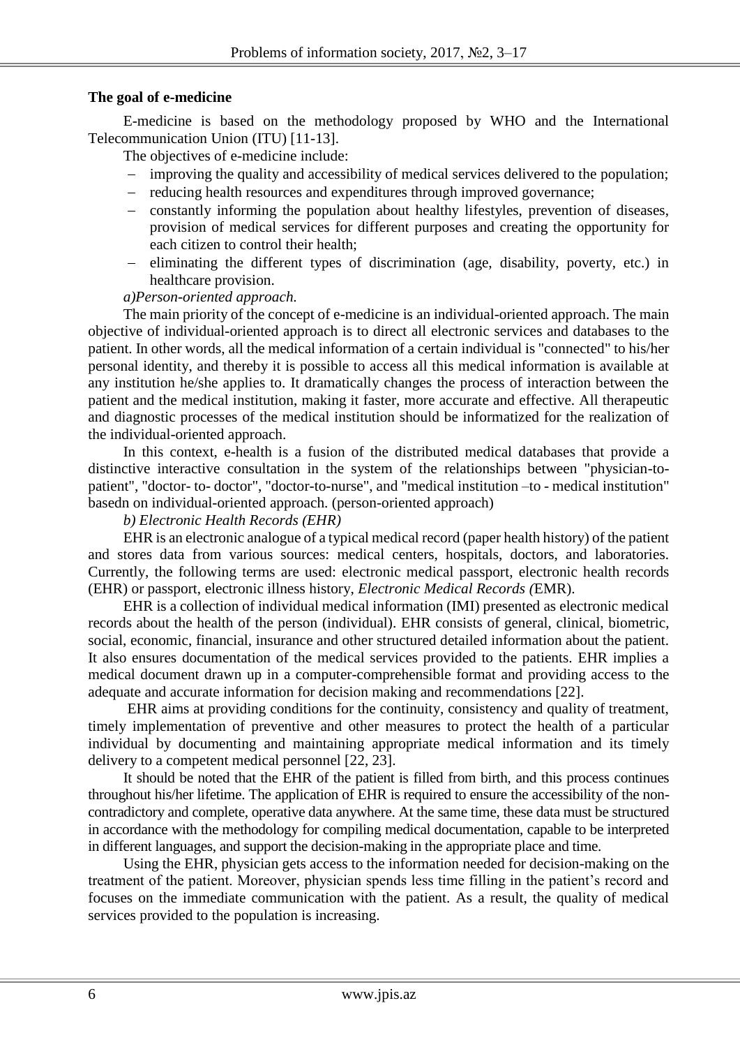**The goal of e-medicine**

E-medicine is based on the methodology proposed by WHO and the International Telecommunication Union (ITU) [11-13].

The objectives of e-medicine include:

- improving the quality and accessibility of medical services delivered to the population;
- reducing health resources and expenditures through improved governance;
- constantly informing the population about healthy lifestyles, prevention of diseases, provision of medical services for different purposes and creating the opportunity for each citizen to control their health;
- eliminating the different types of discrimination (age, disability, poverty, etc.) in healthcare provision.

*a)Person-oriented approach.*

The main priority of the concept of e-medicine is an individual-oriented approach. The main objective of individual-oriented approach is to direct all electronic services and databases to the patient. In other words, all the medical information of a certain individual is "connected" to his/her personal identity, and thereby it is possible to access all this medical information is available at any institution he/she applies to. It dramatically changes the process of interaction between the patient and the medical institution, making it faster, more accurate and effective. All therapeutic and diagnostic processes of the medical institution should be informatized for the realization of the individual-oriented approach.

In this context, e-health is a fusion of the distributed medical databases that provide a distinctive interactive consultation in the system of the relationships between "physician-to-patient", "doctor- to- doctor", "doctor-to-nurse", and "medical institution –to - medical institution" basedn on individual-oriented approach. (person-oriented approach)

*b) Electronic Health Records (EHR)*

EHR is an electronic analogue of a typical medical record (paper health history) of the patient and stores data from various sources: medical centers, hospitals, doctors, and laboratories. Currently, the following terms are used: electronic medical passport, electronic health records (EHR) or passport, electronic illness history, *Electronic Medical Records (*EMR).

EHR is a collection of individual medical information (IMI) presented as electronic medical records about the health of the person (individual). EHR consists of general, clinical, biometric, social, economic, financial, insurance and other structured detailed information about the patient. It also ensures documentation of the medical services provided to the patients. EHR implies a medical document drawn up in a computer-comprehensible format and providing access to the adequate and accurate information for decision making and recommendations [22].

EHR aims at providing conditions for the continuity, consistency and quality of treatment, timely implementation of preventive and other measures to protect the health of a particular individual by documenting and maintaining appropriate medical information and its timely delivery to a competent medical personnel [22, 23].

It should be noted that the EHR of the patient is filled from birth, and this process continues throughout his/her lifetime. The application of EHR is required to ensure the accessibility of the non-contradictory and complete, operative data anywhere. At the same time, these data must be structured in accordance with the methodology for compiling medical documentation, capable to be interpreted in different languages, and support the decision-making in the appropriate place and time.

Using the EHR, physician gets access to the information needed for decision-making on the treatment of the patient. Moreover, physician spends less time filling in the patient's record and focuses on the immediate communication with the patient. As a result, the quality of medical services provided to the population is increasing.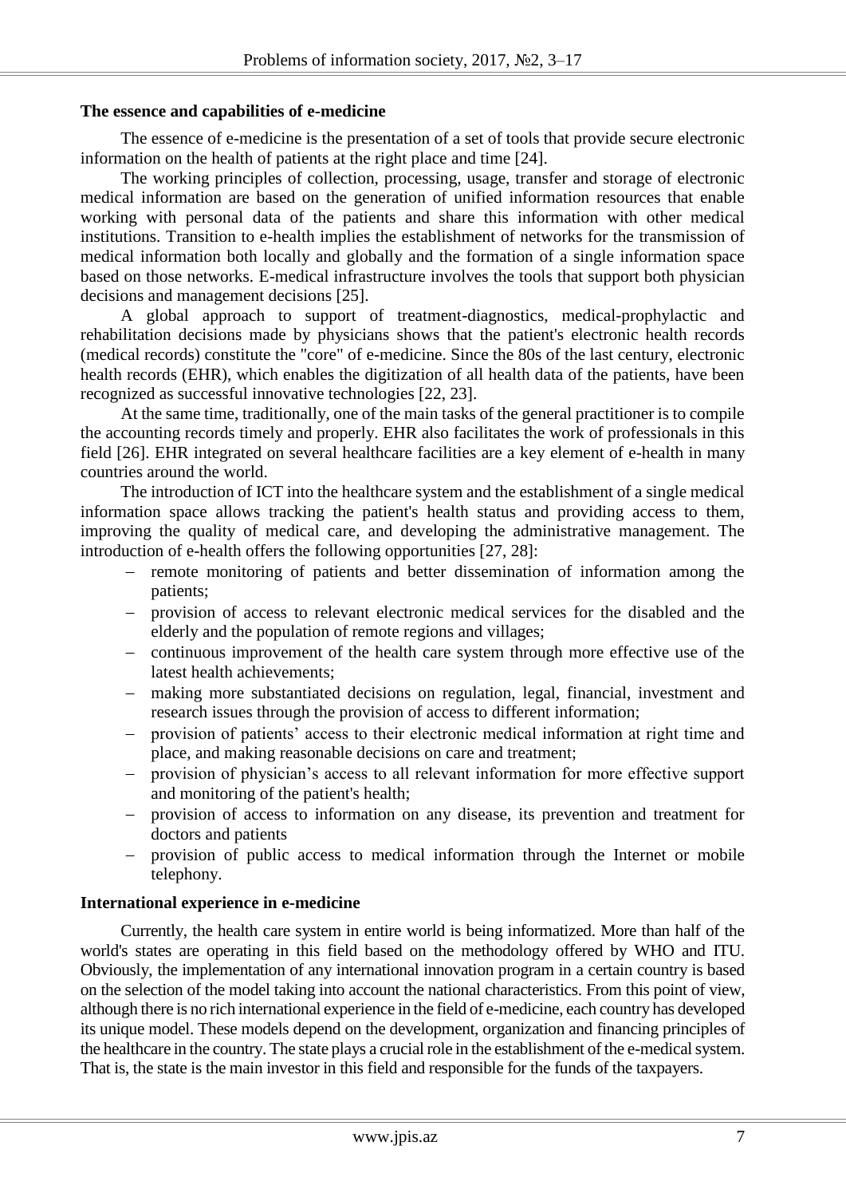**The essence and capabilities of e-medicine**

The essence of e-medicine is the presentation of a set of tools that provide secure electronic information on the health of patients at the right place and time [24].

The working principles of collection, processing, usage, transfer and storage of electronic medical information are based on the generation of unified information resources that enable working with personal data of the patients and share this information with other medical institutions. Transition to e-health implies the establishment of networks for the transmission of medical information both locally and globally and the formation of a single information space based on those networks. E-medical infrastructure involves the tools that support both physician decisions and management decisions [25].

A global approach to support of treatment-diagnostics, medical-prophylactic and rehabilitation decisions made by physicians shows that the patient's electronic health records (medical records) constitute the "core" of e-medicine. Since the 80s of the last century, electronic health records (EHR), which enables the digitization of all health data of the patients, have been recognized as successful innovative technologies [22, 23].

At the same time, traditionally, one of the main tasks of the general practitioner is to compile the accounting records timely and properly. EHR also facilitates the work of professionals in this field [26]. EHR integrated on several healthcare facilities are a key element of e-health in many countries around the world.

The introduction of ICT into the healthcare system and the establishment of a single medical information space allows tracking the patient's health status and providing access to them, improving the quality of medical care, and developing the administrative management. The introduction of e-health offers the following opportunities [27, 28]:

- remote monitoring of patients and better dissemination of information among the patients;
- provision of access to relevant electronic medical services for the disabled and the elderly and the population of remote regions and villages;
- continuous improvement of the health care system through more effective use of the latest health achievements;
- making more substantiated decisions on regulation, legal, financial, investment and research issues through the provision of access to different information;
- provision of patients' access to their electronic medical information at right time and place, and making reasonable decisions on care and treatment;
- provision of physician's access to all relevant information for more effective support and monitoring of the patient's health;
- provision of access to information on any disease, its prevention and treatment for doctors and patients
- provision of public access to medical information through the Internet or mobile telephony.

**International experience in e-medicine**

Currently, the health care system in entire world is being informatized. More than half of the world's states are operating in this field based on the methodology offered by WHO and ITU. Obviously, the implementation of any international innovation program in a certain country is based on the selection of the model taking into account the national characteristics. From this point of view, although there is no rich international experience in the field of e-medicine, each country has developed its unique model. These models depend on the development, organization and financing principles of the healthcare in the country. The state plays a crucial role in the establishment of the e-medical system. That is, the state is the main investor in this field and responsible for the funds of the taxpayers.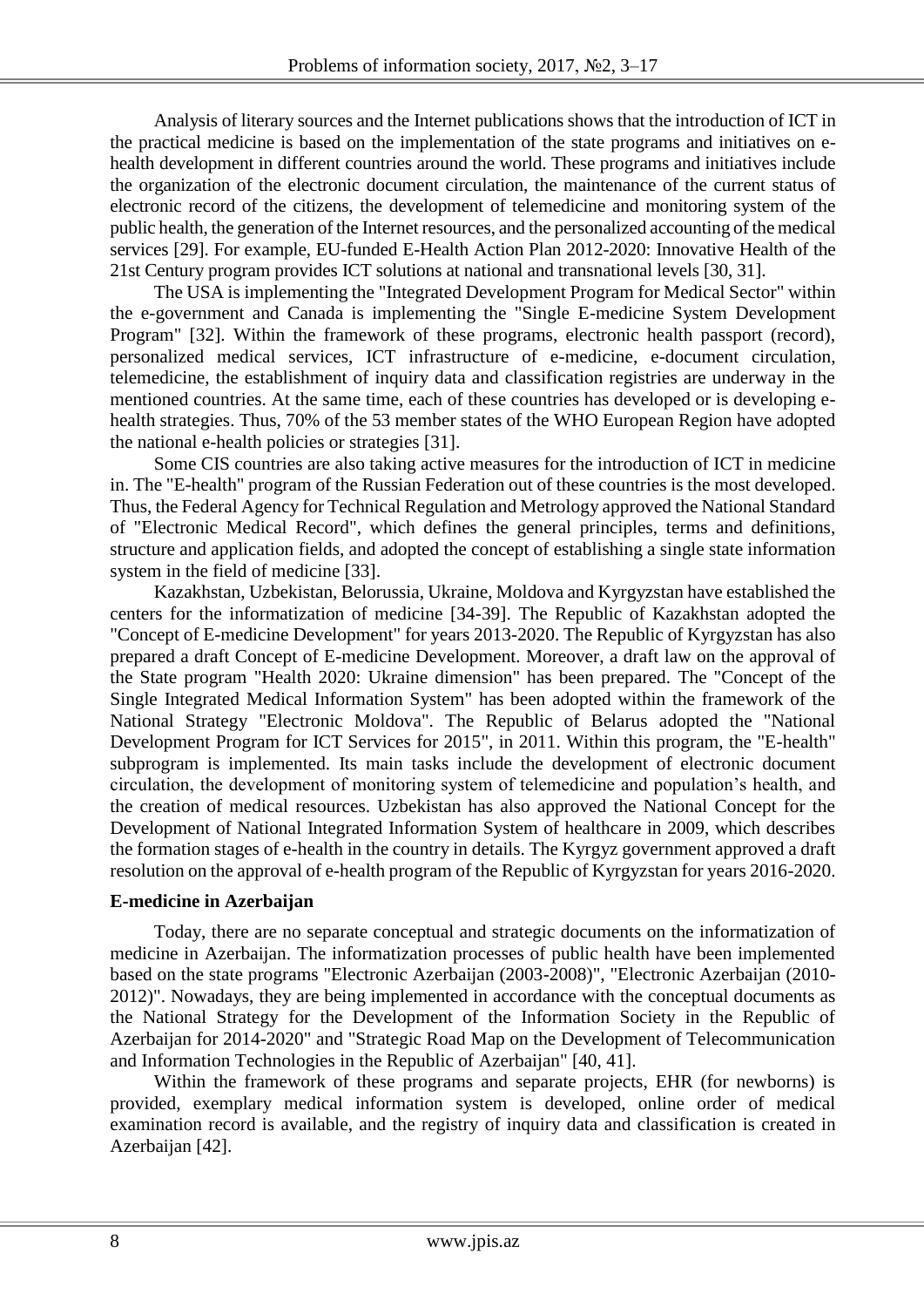Analysis of literary sources and the Internet publications shows that the introduction of ICT in the practical medicine is based on the implementation of the state programs and initiatives on e-health development in different countries around the world. These programs and initiatives include the organization of the electronic document circulation, the maintenance of the current status of electronic record of the citizens, the development of telemedicine and monitoring system of the public health, the generation of the Internet resources, and the personalized accounting of the medical services [29]. For example, EU-funded E-Health Action Plan 2012-2020: Innovative Health of the 21st Century program provides ICT solutions at national and transnational levels [30, 31].

The USA is implementing the "Integrated Development Program for Medical Sector" within the e-government and Canada is implementing the "Single E-medicine System Development Program" [32]. Within the framework of these programs, electronic health passport (record), personalized medical services, ICT infrastructure of e-medicine, e-document circulation, telemedicine, the establishment of inquiry data and classification registries are underway in the mentioned countries. At the same time, each of these countries has developed or is developing e-health strategies. Thus, 70% of the 53 member states of the WHO European Region have adopted the national e-health policies or strategies [31].

Some CIS countries are also taking active measures for the introduction of ICT in medicine in. The "E-health" program of the Russian Federation out of these countries is the most developed. Thus, the Federal Agency for Technical Regulation and Metrology approved the National Standard of "Electronic Medical Record", which defines the general principles, terms and definitions, structure and application fields, and adopted the concept of establishing a single state information system in the field of medicine [33].

Kazakhstan, Uzbekistan, Belorussia, Ukraine, Moldova and Kyrgyzstan have established the centers for the informatization of medicine [34-39]. The Republic of Kazakhstan adopted the "Concept of E-medicine Development" for years 2013-2020. The Republic of Kyrgyzstan has also prepared a draft Concept of E-medicine Development. Moreover, a draft law on the approval of the State program "Health 2020: Ukraine dimension" has been prepared. The "Concept of the Single Integrated Medical Information System" has been adopted within the framework of the National Strategy "Electronic Moldova". The Republic of Belarus adopted the "National Development Program for ICT Services for 2015", in 2011. Within this program, the "E-health" subprogram is implemented. Its main tasks include the development of electronic document circulation, the development of monitoring system of telemedicine and population's health, and the creation of medical resources. Uzbekistan has also approved the National Concept for the Development of National Integrated Information System of healthcare in 2009, which describes the formation stages of e-health in the country in details. The Kyrgyz government approved a draft resolution on the approval of e-health program of the Republic of Kyrgyzstan for years 2016-2020.

**E-medicine in Azerbaijan**

Today, there are no separate conceptual and strategic documents on the informatization of medicine in Azerbaijan. The informatization processes of public health have been implemented based on the state programs "Electronic Azerbaijan (2003-2008)", "Electronic Azerbaijan (2010-2012)". Nowadays, they are being implemented in accordance with the conceptual documents as the National Strategy for the Development of the Information Society in the Republic of Azerbaijan for 2014-2020" and "Strategic Road Map on the Development of Telecommunication and Information Technologies in the Republic of Azerbaijan" [40, 41].

Within the framework of these programs and separate projects, EHR (for newborns) is provided, exemplary medical information system is developed, online order of medical examination record is available, and the registry of inquiry data and classification is created in Azerbaijan [42].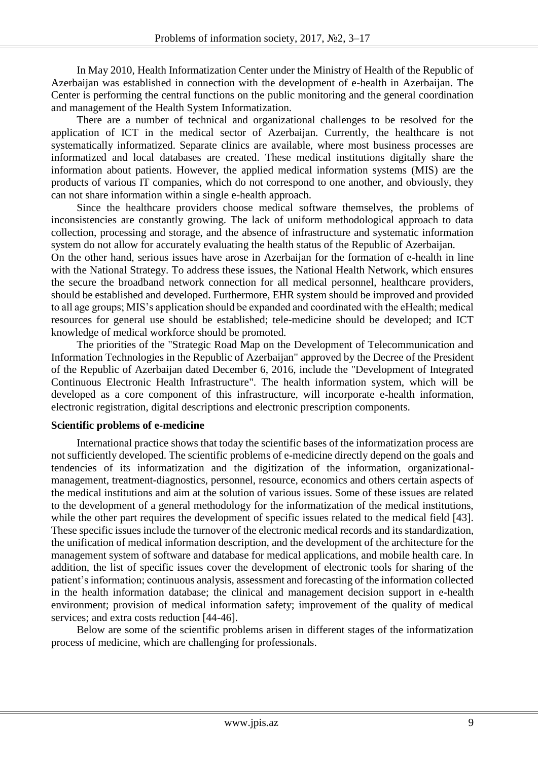In May 2010, Health Informatization Center under the Ministry of Health of the Republic of Azerbaijan was established in connection with the development of e-health in Azerbaijan. The Center is performing the central functions on the public monitoring and the general coordination and management of the Health System Informatization.

There are a number of technical and organizational challenges to be resolved for the application of ICT in the medical sector of Azerbaijan. Currently, the healthcare is not systematically informatized. Separate clinics are available, where most business processes are informatized and local databases are created. These medical institutions digitally share the information about patients. However, the applied medical information systems (MIS) are the products of various IT companies, which do not correspond to one another, and obviously, they can not share information within a single e-health approach.

Since the healthcare providers choose medical software themselves, the problems of inconsistencies are constantly growing. The lack of uniform methodological approach to data collection, processing and storage, and the absence of infrastructure and systematic information system do not allow for accurately evaluating the health status of the Republic of Azerbaijan.

On the other hand, serious issues have arose in Azerbaijan for the formation of e-health in line with the National Strategy. To address these issues, the National Health Network, which ensures the secure the broadband network connection for all medical personnel, healthcare providers, should be established and developed. Furthermore, EHR system should be improved and provided to all age groups; MIS's application should be expanded and coordinated with the eHealth; medical resources for general use should be established; tele-medicine should be developed; and ICT knowledge of medical workforce should be promoted.

The priorities of the "Strategic Road Map on the Development of Telecommunication and Information Technologies in the Republic of Azerbaijan" approved by the Decree of the President of the Republic of Azerbaijan dated December 6, 2016, include the "Development of Integrated Continuous Electronic Health Infrastructure". The health information system, which will be developed as a core component of this infrastructure, will incorporate e-health information, electronic registration, digital descriptions and electronic prescription components.

**Scientific problems of e-medicine**

International practice shows that today the scientific bases of the informatization process are not sufficiently developed. The scientific problems of e-medicine directly depend on the goals and tendencies of its informatization and the digitization of the information, organizational-management, treatment-diagnostics, personnel, resource, economics and others certain aspects of the medical institutions and aim at the solution of various issues. Some of these issues are related to the development of a general methodology for the informatization of the medical institutions, while the other part requires the development of specific issues related to the medical field [43]. These specific issues include the turnover of the electronic medical records and its standardization, the unification of medical information description, and the development of the architecture for the management system of software and database for medical applications, and mobile health care. In addition, the list of specific issues cover the development of electronic tools for sharing of the patient's information; continuous analysis, assessment and forecasting of the information collected in the health information database; the clinical and management decision support in e-health environment; provision of medical information safety; improvement of the quality of medical services; and extra costs reduction [44-46].

Below are some of the scientific problems arisen in different stages of the informatization process of medicine, which are challenging for professionals.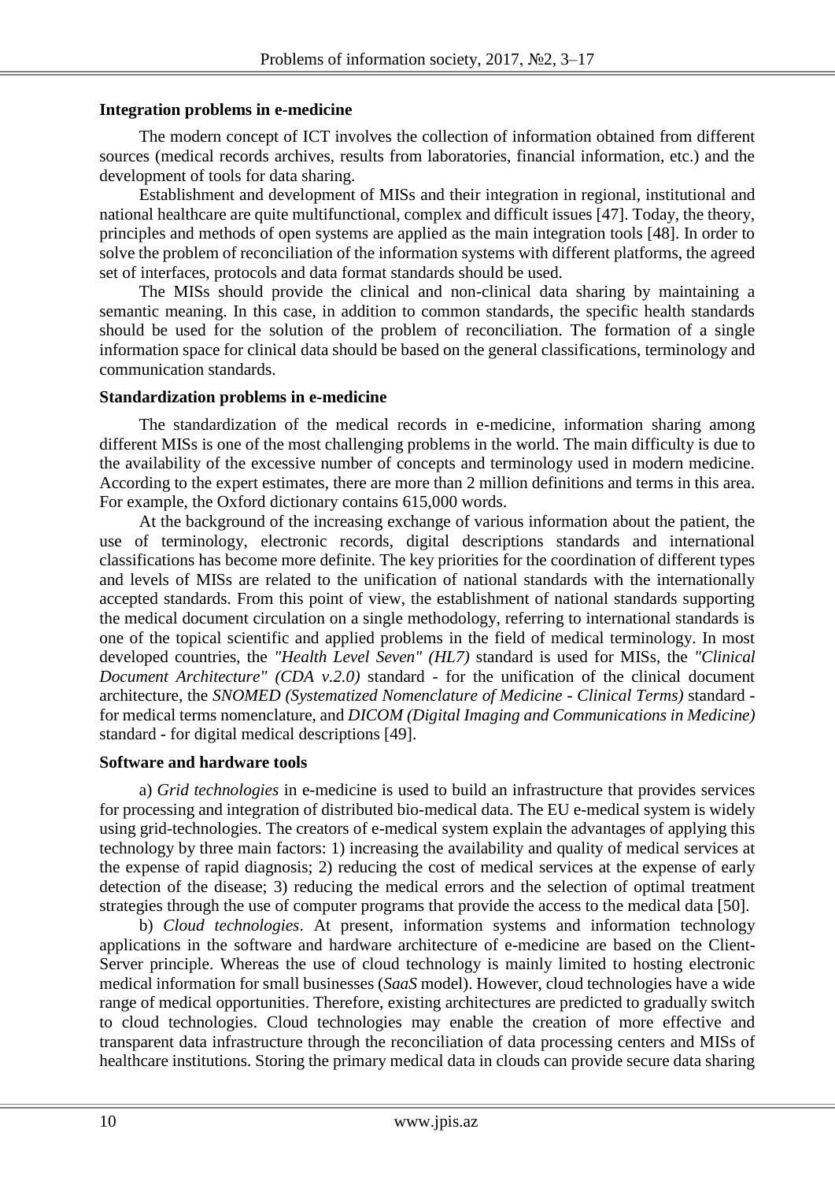**Integration problems in e-medicine**

The modern concept of ICT involves the collection of information obtained from different sources (medical records archives, results from laboratories, financial information, etc.) and the development of tools for data sharing.

Establishment and development of MISs and their integration in regional, institutional and national healthcare are quite multifunctional, complex and difficult issues [47]. Today, the theory, principles and methods of open systems are applied as the main integration tools [48]. In order to solve the problem of reconciliation of the information systems with different platforms, the agreed set of interfaces, protocols and data format standards should be used.

The MISs should provide the clinical and non-clinical data sharing by maintaining a semantic meaning. In this case, in addition to common standards, the specific health standards should be used for the solution of the problem of reconciliation. The formation of a single information space for clinical data should be based on the general classifications, terminology and communication standards.

**Standardization problems in e-medicine**

The standardization of the medical records in e-medicine, information sharing among different MISs is one of the most challenging problems in the world. The main difficulty is due to the availability of the excessive number of concepts and terminology used in modern medicine. According to the expert estimates, there are more than 2 million definitions and terms in this area. For example, the Oxford dictionary contains 615,000 words.

At the background of the increasing exchange of various information about the patient, the use of terminology, electronic records, digital descriptions standards and international classifications has become more definite. The key priorities for the coordination of different types and levels of MISs are related to the unification of national standards with the internationally accepted standards. From this point of view, the establishment of national standards supporting the medical document circulation on a single methodology, referring to international standards is one of the topical scientific and applied problems in the field of medical terminology. In most developed countries, the *"Health Level Seven" (HL7)* standard is used for MISs, the *"Clinical Document Architecture" (CDA v.2.0)* standard - for the unification of the clinical document architecture, the *SNOMED (Systematized Nomenclature of Medicine - Clinical Terms)* standard - for medical terms nomenclature, and *DICOM (Digital Imaging and Communications in Medicine)* standard - for digital medical descriptions [49].

**Software and hardware tools**

a) *Grid technologies* in e-medicine is used to build an infrastructure that provides services for processing and integration of distributed bio-medical data. The EU e-medical system is widely using grid-technologies. The creators of e-medical system explain the advantages of applying this technology by three main factors: 1) increasing the availability and quality of medical services at the expense of rapid diagnosis; 2) reducing the cost of medical services at the expense of early detection of the disease; 3) reducing the medical errors and the selection of optimal treatment strategies through the use of computer programs that provide the access to the medical data [50].

b) *Cloud technologies*. At present, information systems and information technology applications in the software and hardware architecture of e-medicine are based on the Client-Server principle. Whereas the use of cloud technology is mainly limited to hosting electronic medical information for small businesses (*SaaS* model). However, cloud technologies have a wide range of medical opportunities. Therefore, existing architectures are predicted to gradually switch to cloud technologies. Cloud technologies may enable the creation of more effective and transparent data infrastructure through the reconciliation of data processing centers and MISs of healthcare institutions. Storing the primary medical data in clouds can provide secure data sharing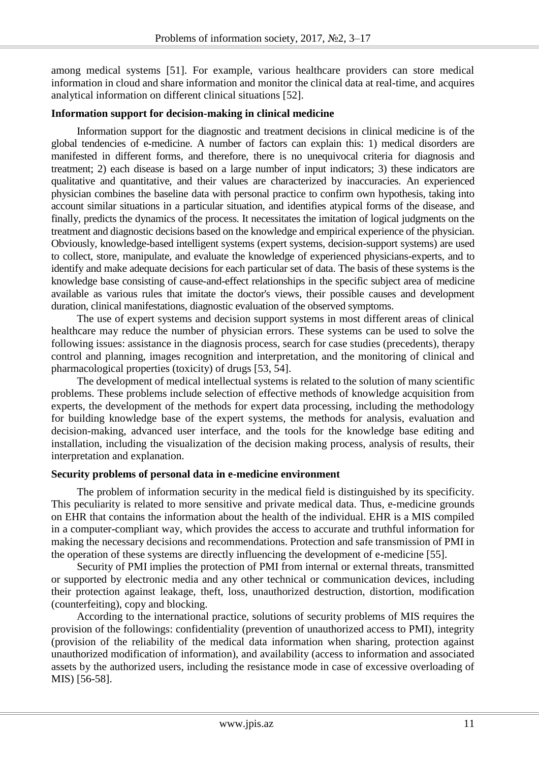among medical systems [51]. For example, various healthcare providers can store medical information in cloud and share information and monitor the clinical data at real-time, and acquires analytical information on different clinical situations [52].

**Information support for decision-making in clinical medicine**

Information support for the diagnostic and treatment decisions in clinical medicine is of the global tendencies of e-medicine. A number of factors can explain this: 1) medical disorders are manifested in different forms, and therefore, there is no unequivocal criteria for diagnosis and treatment; 2) each disease is based on a large number of input indicators; 3) these indicators are qualitative and quantitative, and their values are characterized by inaccuracies. An experienced physician combines the baseline data with personal practice to confirm own hypothesis, taking into account similar situations in a particular situation, and identifies atypical forms of the disease, and finally, predicts the dynamics of the process. It necessitates the imitation of logical judgments on the treatment and diagnostic decisions based on the knowledge and empirical experience of the physician. Obviously, knowledge-based intelligent systems (expert systems, decision-support systems) are used to collect, store, manipulate, and evaluate the knowledge of experienced physicians-experts, and to identify and make adequate decisions for each particular set of data. The basis of these systems is the knowledge base consisting of cause-and-effect relationships in the specific subject area of medicine available as various rules that imitate the doctor's views, their possible causes and development duration, clinical manifestations, diagnostic evaluation of the observed symptoms.

The use of expert systems and decision support systems in most different areas of clinical healthcare may reduce the number of physician errors. These systems can be used to solve the following issues: assistance in the diagnosis process, search for case studies (precedents), therapy control and planning, images recognition and interpretation, and the monitoring of clinical and pharmacological properties (toxicity) of drugs [53, 54].

The development of medical intellectual systems is related to the solution of many scientific problems. These problems include selection of effective methods of knowledge acquisition from experts, the development of the methods for expert data processing, including the methodology for building knowledge base of the expert systems, the methods for analysis, evaluation and decision-making, advanced user interface, and the tools for the knowledge base editing and installation, including the visualization of the decision making process, analysis of results, their interpretation and explanation.

**Security problems of personal data in e-medicine environment**

The problem of information security in the medical field is distinguished by its specificity. This peculiarity is related to more sensitive and private medical data. Thus, e-medicine grounds on EHR that contains the information about the health of the individual. EHR is a MIS compiled in a computer-compliant way, which provides the access to accurate and truthful information for making the necessary decisions and recommendations. Protection and safe transmission of PMI in the operation of these systems are directly influencing the development of e-medicine [55].

Security of PMI implies the protection of PMI from internal or external threats, transmitted or supported by electronic media and any other technical or communication devices, including their protection against leakage, theft, loss, unauthorized destruction, distortion, modification (counterfeiting), copy and blocking.

According to the international practice, solutions of security problems of MIS requires the provision of the followings: confidentiality (prevention of unauthorized access to PMI), integrity (provision of the reliability of the medical data information when sharing, protection against unauthorized modification of information), and availability (access to information and associated assets by the authorized users, including the resistance mode in case of excessive overloading of MIS) [56-58].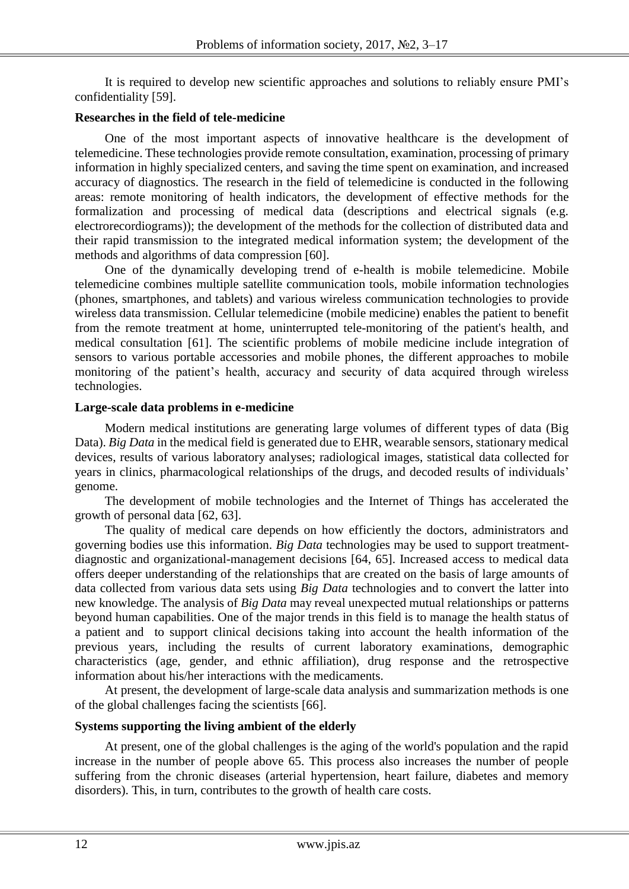It is required to develop new scientific approaches and solutions to reliably ensure PMI's confidentiality [59].

**Researches in the field of tele-medicine**

One of the most important aspects of innovative healthcare is the development of telemedicine. These technologies provide remote consultation, examination, processing of primary information in highly specialized centers, and saving the time spent on examination, and increased accuracy of diagnostics. The research in the field of telemedicine is conducted in the following areas: remote monitoring of health indicators, the development of effective methods for the formalization and processing of medical data (descriptions and electrical signals (e.g. electrorecordiograms)); the development of the methods for the collection of distributed data and their rapid transmission to the integrated medical information system; the development of the methods and algorithms of data compression [60].

One of the dynamically developing trend of e-health is mobile telemedicine. Mobile telemedicine combines multiple satellite communication tools, mobile information technologies (phones, smartphones, and tablets) and various wireless communication technologies to provide wireless data transmission. Cellular telemedicine (mobile medicine) enables the patient to benefit from the remote treatment at home, uninterrupted tele-monitoring of the patient's health, and medical consultation [61]. The scientific problems of mobile medicine include integration of sensors to various portable accessories and mobile phones, the different approaches to mobile monitoring of the patient's health, accuracy and security of data acquired through wireless technologies.

**Large-scale data problems in e-medicine**

Modern medical institutions are generating large volumes of different types of data (Big Data). *Big Data* in the medical field is generated due to EHR, wearable sensors, stationary medical devices, results of various laboratory analyses; radiological images, statistical data collected for years in clinics, pharmacological relationships of the drugs, and decoded results of individuals' genome.

The development of mobile technologies and the Internet of Things has accelerated the growth of personal data [62, 63].

The quality of medical care depends on how efficiently the doctors, administrators and governing bodies use this information. *Big Data* technologies may be used to support treatment-diagnostic and organizational-management decisions [64, 65]. Increased access to medical data offers deeper understanding of the relationships that are created on the basis of large amounts of data collected from various data sets using *Big Data* technologies and to convert the latter into new knowledge. The analysis of *Big Data* may reveal unexpected mutual relationships or patterns beyond human capabilities. One of the major trends in this field is to manage the health status of a patient and to support clinical decisions taking into account the health information of the previous years, including the results of current laboratory examinations, demographic characteristics (age, gender, and ethnic affiliation), drug response and the retrospective information about his/her interactions with the medicaments.

At present, the development of large-scale data analysis and summarization methods is one of the global challenges facing the scientists [66].

**Systems supporting the living ambient of the elderly**

At present, one of the global challenges is the aging of the world's population and the rapid increase in the number of people above 65. This process also increases the number of people suffering from the chronic diseases (arterial hypertension, heart failure, diabetes and memory disorders). This, in turn, contributes to the growth of health care costs.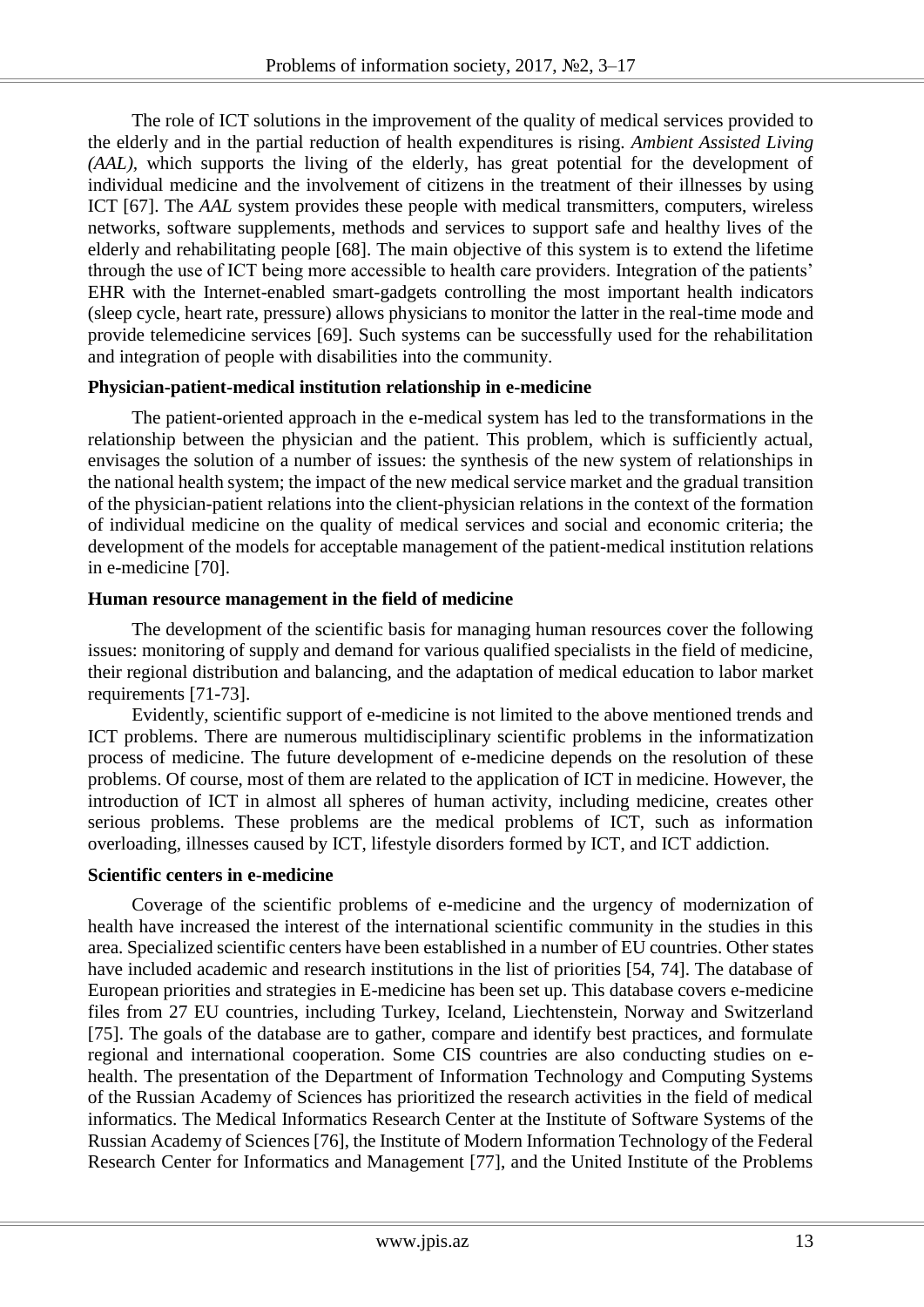The role of ICT solutions in the improvement of the quality of medical services provided to the elderly and in the partial reduction of health expenditures is rising. *Ambient Assisted Living (AAL)*, which supports the living of the elderly, has great potential for the development of individual medicine and the involvement of citizens in the treatment of their illnesses by using ICT [67]. The *AAL* system provides these people with medical transmitters, computers, wireless networks, software supplements, methods and services to support safe and healthy lives of the elderly and rehabilitating people [68]. The main objective of this system is to extend the lifetime through the use of ICT being more accessible to health care providers. Integration of the patients' EHR with the Internet-enabled smart-gadgets controlling the most important health indicators (sleep cycle, heart rate, pressure) allows physicians to monitor the latter in the real-time mode and provide telemedicine services [69]. Such systems can be successfully used for the rehabilitation and integration of people with disabilities into the community.

**Physician-patient-medical institution relationship in e-medicine**

The patient-oriented approach in the e-medical system has led to the transformations in the relationship between the physician and the patient. This problem, which is sufficiently actual, envisages the solution of a number of issues: the synthesis of the new system of relationships in the national health system; the impact of the new medical service market and the gradual transition of the physician-patient relations into the client-physician relations in the context of the formation of individual medicine on the quality of medical services and social and economic criteria; the development of the models for acceptable management of the patient-medical institution relations in e-medicine [70].

**Human resource management in the field of medicine**

The development of the scientific basis for managing human resources cover the following issues: monitoring of supply and demand for various qualified specialists in the field of medicine, their regional distribution and balancing, and the adaptation of medical education to labor market requirements [71-73].

Evidently, scientific support of e-medicine is not limited to the above mentioned trends and ICT problems. There are numerous multidisciplinary scientific problems in the informatization process of medicine. The future development of e-medicine depends on the resolution of these problems. Of course, most of them are related to the application of ICT in medicine. However, the introduction of ICT in almost all spheres of human activity, including medicine, creates other serious problems. These problems are the medical problems of ICT, such as information overloading, illnesses caused by ICT, lifestyle disorders formed by ICT, and ICT addiction.

**Scientific centers in e-medicine**

Coverage of the scientific problems of e-medicine and the urgency of modernization of health have increased the interest of the international scientific community in the studies in this area. Specialized scientific centers have been established in a number of EU countries. Other states have included academic and research institutions in the list of priorities [54, 74]. The database of European priorities and strategies in E-medicine has been set up. This database covers e-medicine files from 27 EU countries, including Turkey, Iceland, Liechtenstein, Norway and Switzerland [75]. The goals of the database are to gather, compare and identify best practices, and formulate regional and international cooperation. Some CIS countries are also conducting studies on e-health. The presentation of the Department of Information Technology and Computing Systems of the Russian Academy of Sciences has prioritized the research activities in the field of medical informatics. The Medical Informatics Research Center at the Institute of Software Systems of the Russian Academy of Sciences [76], the Institute of Modern Information Technology of the Federal Research Center for Informatics and Management [77], and the United Institute of the Problems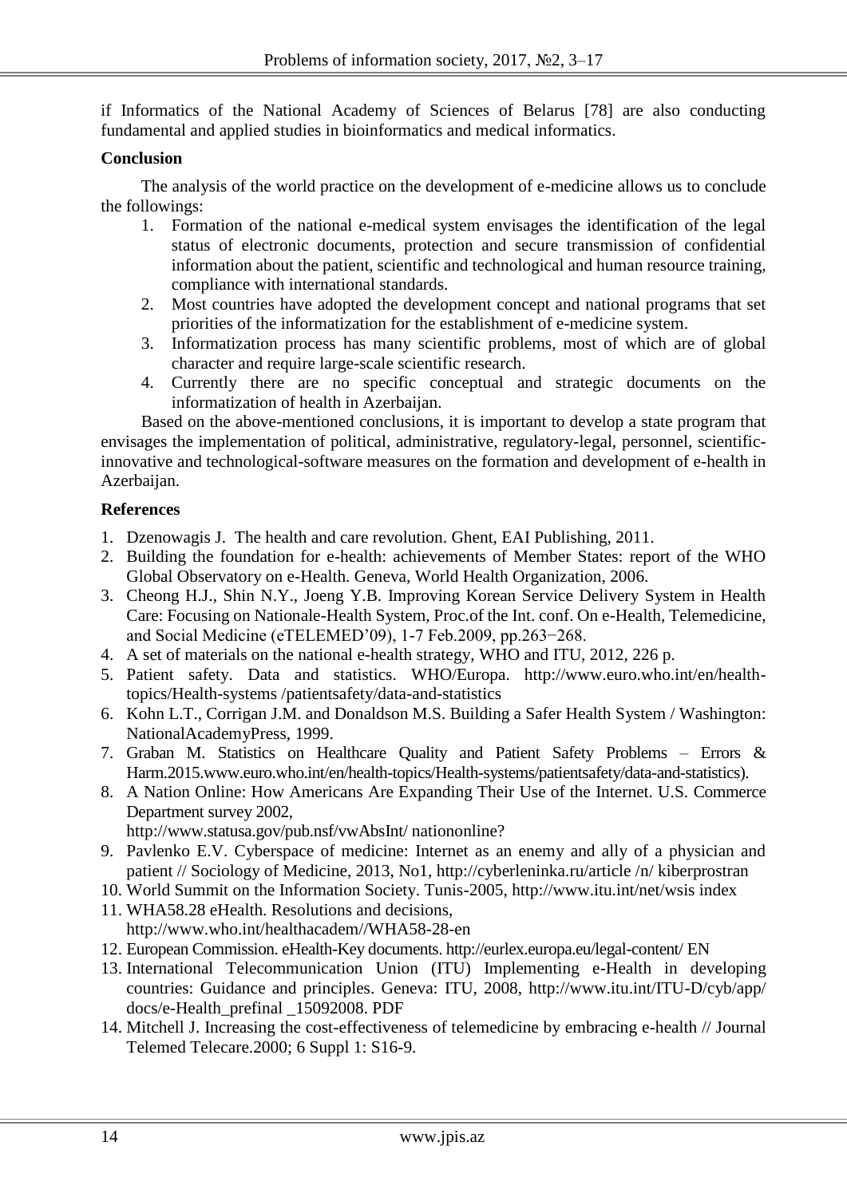if Informatics of the National Academy of Sciences of Belarus [78] are also conducting fundamental and applied studies in bioinformatics and medical informatics.

## Conclusion

The analysis of the world practice on the development of e-medicine allows us to conclude the followings:

1. Formation of the national e-medical system envisages the identification of the legal status of electronic documents, protection and secure transmission of confidential information about the patient, scientific and technological and human resource training, compliance with international standards.
2. Most countries have adopted the development concept and national programs that set priorities of the informatization for the establishment of e-medicine system.
3. Informatization process has many scientific problems, most of which are of global character and require large-scale scientific research.
4. Currently there are no specific conceptual and strategic documents on the informatization of health in Azerbaijan.

Based on the above-mentioned conclusions, it is important to develop a state program that envisages the implementation of political, administrative, regulatory-legal, personnel, scientific-innovative and technological-software measures on the formation and development of e-health in Azerbaijan.

## References

1. Dzenowagis J. The health and care revolution. Ghent, EAI Publishing, 2011.
2. Building the foundation for e-health: achievements of Member States: report of the WHO Global Observatory on e-Health. Geneva, World Health Organization, 2006.
3. Cheong H.J., Shin N.Y., Joeng Y.B. Improving Korean Service Delivery System in Health Care: Focusing on Nationale-Health System, Proc.of the Int. conf. On e-Health, Telemedicine, and Social Medicine (eTELEMED'09), 1-7 Feb.2009, pp.263−268.
4. A set of materials on the national e-health strategy, WHO and ITU, 2012, 226 p.
5. Patient safety. Data and statistics. WHO/Europa. http://www.euro.who.int/en/health-topics/Health-systems /patientsafety/data-and-statistics
6. Kohn L.T., Corrigan J.M. and Donaldson M.S. Building a Safer Health System / Washington: NationalAcademyPress, 1999.
7. Graban M. Statistics on Healthcare Quality and Patient Safety Problems – Errors & Harm.2015.www.euro.who.int/en/health-topics/Health-systems/patientsafety/data-and-statistics).
8. A Nation Online: How Americans Are Expanding Their Use of the Internet. U.S. Commerce Department survey 2002, http://www.statusa.gov/pub.nsf/vwAbsInt/ nationonline?
9. Pavlenko E.V. Cyberspace of medicine: Internet as an enemy and ally of a physician and patient // Sociology of Medicine, 2013, No1, http://cyberleninka.ru/article /n/ kiberprostran
10. World Summit on the Information Society. Tunis-2005, http://www.itu.int/net/wsis index
11. WHA58.28 eHealth. Resolutions and decisions, http://www.who.int/healthacadem//WHA58-28-en
12. European Commission. eHealth-Key documents. http://eurlex.europa.eu/legal-content/ EN
13. International Telecommunication Union (ITU) Implementing e-Health in developing countries: Guidance and principles. Geneva: ITU, 2008, http://www.itu.int/ITU-D/cyb/app/ docs/e-Health_prefinal _15092008. PDF
14. Mitchell J. Increasing the cost-effectiveness of telemedicine by embracing e-health // Journal Telemed Telecare.2000; 6 Suppl 1: S16-9.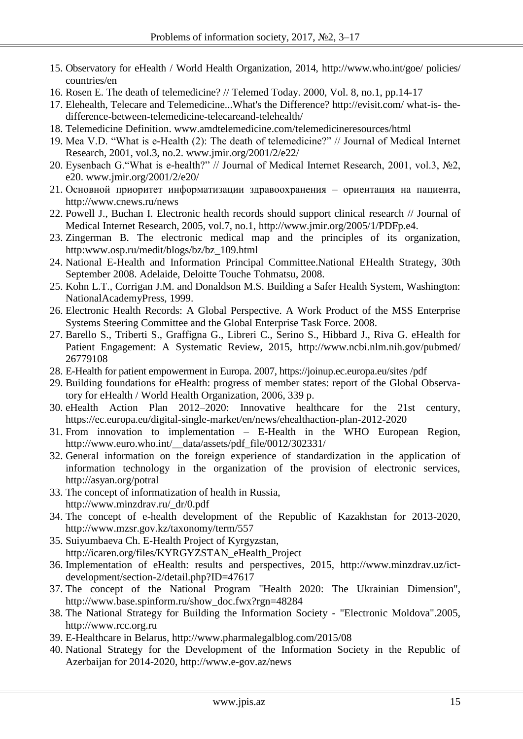15. Observatory for eHealth / World Health Organization, 2014, http://www.who.int/goe/ policies/ countries/en
16. Rosen E. The death of telemedicine? // Telemed Today. 2000, Vol. 8, no.1, pp.14-17
17. Elehealth, Telecare and Telemedicine...What's the Difference? http://evisit.com/ what-is- the-difference-between-telemedicine-telecareand-telehealth/
18. Telemedicine Definition. www.amdtelemedicine.com/telemedicineresources/html
19. Mea V.D. "What is e-Health (2): The death of telemedicine?" // Journal of Medical Internet Research, 2001, vol.3, no.2. www.jmir.org/2001/2/e22/
20. Eysenbach G."What is e-health?" // Journal of Medical Internet Research, 2001, vol.3, №2, e20. www.jmir.org/2001/2/e20/
21. Основной приоритет информатизации здравоохранения – ориентация на пациента, http://www.cnews.ru/news
22. Powell J., Buchan I. Electronic health records should support clinical research // Journal of Medical Internet Research, 2005, vol.7, no.1, http://www.jmir.org/2005/1/PDFp.e4.
23. Zingerman B. The electronic medical map and the principles of its organization, http:www.osp.ru/medit/blogs/bz/bz_109.html
24. National E-Health and Information Principal Committee.National EHealth Strategy, 30th September 2008. Adelaide, Deloitte Touche Tohmatsu, 2008.
25. Kohn L.T., Corrigan J.M. and Donaldson M.S. Building a Safer Health System, Washington: NationalAcademyPress, 1999.
26. Electronic Health Records: A Global Perspective. A Work Product of the MSS Enterprise Systems Steering Committee and the Global Enterprise Task Force. 2008.
27. Barello S., Triberti S., Graffigna G., Libreri C., Serino S., Hibbard J., Riva G. eHealth for Patient Engagement: A Systematic Review, 2015, http://www.ncbi.nlm.nih.gov/pubmed/ 26779108
28. E-Health for patient empowerment in Europa. 2007, https://joinup.ec.europa.eu/sites /pdf
29. Building foundations for eHealth: progress of member states: report of the Global Observatory for eHealth / World Health Organization, 2006, 339 p.
30. eHealth Action Plan 2012–2020: Innovative healthcare for the 21st century, https://ec.europa.eu/digital-single-market/en/news/ehealthaction-plan-2012-2020
31. From innovation to implementation – E-Health in the WHO European Region, http://www.euro.who.int/__data/assets/pdf_file/0012/302331/
32. General information on the foreign experience of standardization in the application of information technology in the organization of the provision of electronic services, http://asyan.org/potral
33. The concept of informatization of health in Russia, http://www.minzdrav.ru/_dr/0.pdf
34. The concept of e-health development of the Republic of Kazakhstan for 2013-2020, http://www.mzsr.gov.kz/taxonomy/term/557
35. Suiyumbaeva Ch. E-Health Project of Kyrgyzstan, http://icaren.org/files/KYRGYZSTAN_eHealth_Project
36. Implementation of eHealth: results and perspectives, 2015, http://www.minzdrav.uz/ict-development/section-2/detail.php?ID=47617
37. The concept of the National Program "Health 2020: The Ukrainian Dimension", http://www.base.spinform.ru/show_doc.fwx?rgn=48284
38. The National Strategy for Building the Information Society - "Electronic Moldova".2005, http://www.rcc.org.ru
39. E-Healthcare in Belarus, http://www.pharmalegalblog.com/2015/08
40. National Strategy for the Development of the Information Society in the Republic of Azerbaijan for 2014-2020, http://www.e-gov.az/news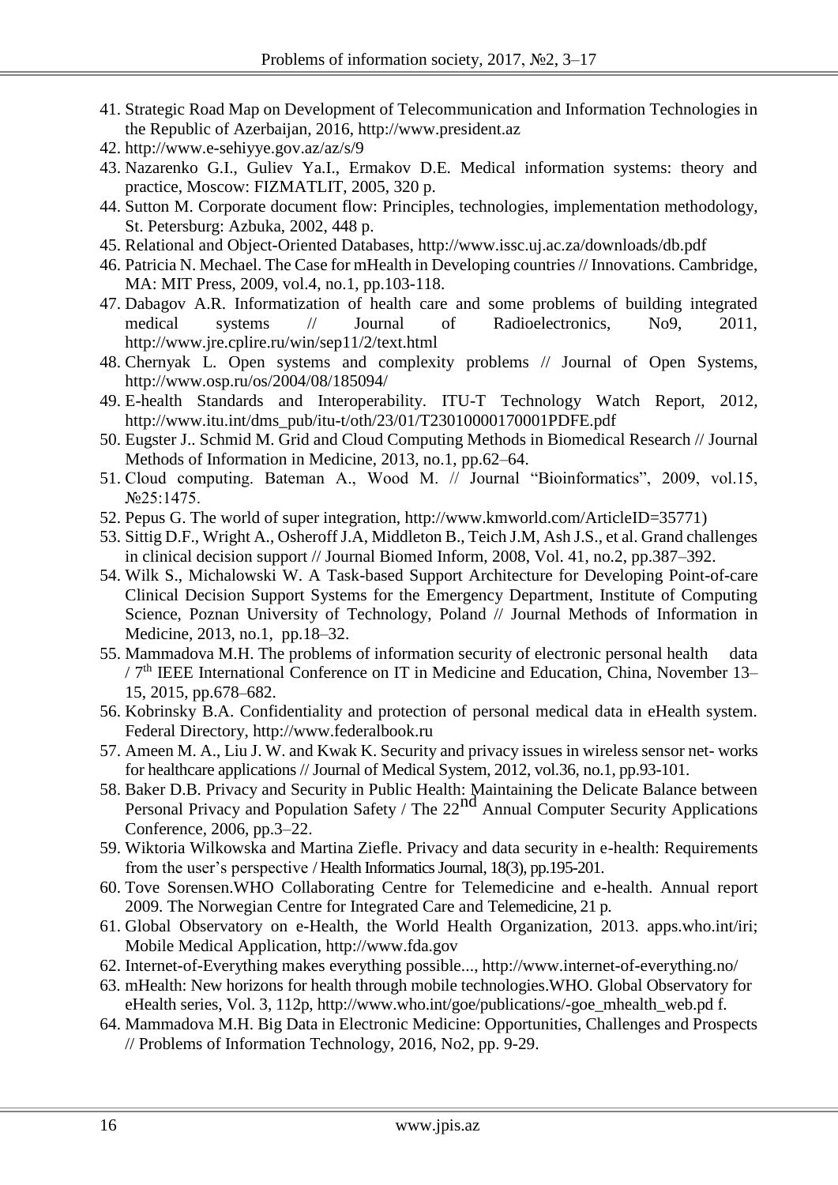41. Strategic Road Map on Development of Telecommunication and Information Technologies in the Republic of Azerbaijan, 2016, http://www.president.az
42. http://www.e-sehiyye.gov.az/az/s/9
43. Nazarenko G.I., Guliev Ya.I., Ermakov D.E. Medical information systems: theory and practice, Moscow: FIZMATLIT, 2005, 320 p.
44. Sutton M. Corporate document flow: Principles, technologies, implementation methodology, St. Petersburg: Azbuka, 2002, 448 p.
45. Relational and Object-Oriented Databases, http://www.issc.uj.ac.za/downloads/db.pdf
46. Patricia N. Mechael. The Case for mHealth in Developing countries // Innovations. Cambridge, MA: MIT Press, 2009, vol.4, no.1, pp.103-118.
47. Dabagov A.R. Informatization of health care and some problems of building integrated medical systems // Journal of Radioelectronics, No9, 2011, http://www.jre.cplire.ru/win/sep11/2/text.html
48. Chernyak L. Open systems and complexity problems // Journal of Open Systems, http://www.osp.ru/os/2004/08/185094/
49. E-health Standards and Interoperability. ITU-T Technology Watch Report, 2012, http://www.itu.int/dms_pub/itu-t/oth/23/01/T23010000170001PDFE.pdf
50. Eugster J.. Schmid M. Grid and Cloud Computing Methods in Biomedical Research // Journal Methods of Information in Medicine, 2013, no.1, pp.62–64.
51. Cloud computing. Bateman A., Wood M. // Journal "Bioinformatics", 2009, vol.15, №25:1475.
52. Pepus G. The world of super integration, http://www.kmworld.com/ArticleID=35771)
53. Sittig D.F., Wright A., Osheroff J.A, Middleton B., Teich J.M, Ash J.S., et al. Grand challenges in clinical decision support // Journal Biomed Inform, 2008, Vol. 41, no.2, pp.387–392.
54. Wilk S., Michalowski W. A Task-based Support Architecture for Developing Point-of-care Clinical Decision Support Systems for the Emergency Department, Institute of Computing Science, Poznan University of Technology, Poland // Journal Methods of Information in Medicine, 2013, no.1, pp.18–32.
55. Mammadova M.H. The problems of information security of electronic personal health data / 7th IEEE International Conference on IT in Medicine and Education, China, November 13–15, 2015, pp.678–682.
56. Kobrinsky B.A. Confidentiality and protection of personal medical data in eHealth system. Federal Directory, http://www.federalbook.ru
57. Ameen M. A., Liu J. W. and Kwak K. Security and privacy issues in wireless sensor net- works for healthcare applications // Journal of Medical System, 2012, vol.36, no.1, pp.93-101.
58. Baker D.B. Privacy and Security in Public Health: Maintaining the Delicate Balance between Personal Privacy and Population Safety / The 22nd Annual Computer Security Applications Conference, 2006, pp.3–22.
59. Wiktoria Wilkowska and Martina Ziefle. Privacy and data security in e-health: Requirements from the user's perspective / Health Informatics Journal, 18(3), pp.195-201.
60. Tove Sorensen.WHO Collaborating Centre for Telemedicine and e-health. Annual report 2009. The Norwegian Centre for Integrated Care and Telemedicine, 21 p.
61. Global Observatory on e-Health, the World Health Organization, 2013. apps.who.int/iri; Mobile Medical Application, http://www.fda.gov
62. Internet-of-Everything makes everything possible..., http://www.internet-of-everything.no/
63. mHealth: New horizons for health through mobile technologies.WHO. Global Observatory for eHealth series, Vol. 3, 112p, http://www.who.int/goe/publications/-goe_mhealth_web.pd f.
64. Mammadova M.H. Big Data in Electronic Medicine: Opportunities, Challenges and Prospects // Problems of Information Technology, 2016, No2, pp. 9-29.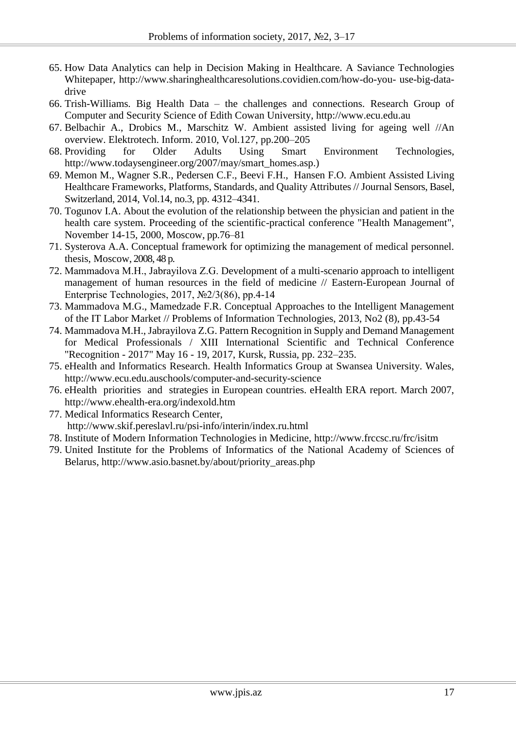65. How Data Analytics can help in Decision Making in Healthcare. A Saviance Technologies Whitepaper, http://www.sharinghealthcaresolutions.covidien.com/how-do-you- use-big-data-drive
66. Trish-Williams. Big Health Data – the challenges and connections. Research Group of Computer and Security Science of Edith Cowan University, http://www.ecu.edu.au
67. Belbachir A., Drobics M., Marschitz W. Ambient assisted living for ageing well //An overview. Elektrotech. Inform. 2010, Vol.127, pp.200–205
68. Providing for Older Adults Using Smart Environment Technologies, http://www.todaysengineer.org/2007/may/smart_homes.asp.)
69. Memon M., Wagner S.R., Pedersen C.F., Beevi F.H., Hansen F.O. Ambient Assisted Living Healthcare Frameworks, Platforms, Standards, and Quality Attributes // Journal Sensors, Basel, Switzerland, 2014, Vol.14, no.3, pp. 4312–4341.
70. Togunov I.A. About the evolution of the relationship between the physician and patient in the health care system. Proceeding of the scientific-practical conference "Health Management", November 14-15, 2000, Moscow, pp.76–81
71. Systerova A.A. Conceptual framework for optimizing the management of medical personnel. thesis, Moscow, 2008, 48 p.
72. Mammadova M.H., Jabrayilova Z.G. Development of a multi-scenario approach to intelligent management of human resources in the field of medicine // Eastern-European Journal of Enterprise Technologies, 2017, №2/3(86), pp.4-14
73. Mammadova M.G., Mamedzade F.R. Conceptual Approaches to the Intelligent Management of the IT Labor Market // Problems of Information Technologies, 2013, No2 (8), pp.43-54
74. Mammadova M.H., Jabrayilova Z.G. Pattern Recognition in Supply and Demand Management for Medical Professionals / XIII International Scientific and Technical Conference "Recognition - 2017" May 16 - 19, 2017, Kursk, Russia, pp. 232–235.
75. eHealth and Informatics Research. Health Informatics Group at Swansea University. Wales, http://www.ecu.edu.auschools/computer-and-security-science
76. eHealth priorities and strategies in European countries. eHealth ERA report. March 2007, http://www.ehealth-era.org/indexold.htm
77. Medical Informatics Research Center, http://www.skif.pereslavl.ru/psi-info/interin/index.ru.html
78. Institute of Modern Information Technologies in Medicine, http://www.frccsc.ru/frc/isitm
79. United Institute for the Problems of Informatics of the National Academy of Sciences of Belarus, http://www.asio.basnet.by/about/priority_areas.php